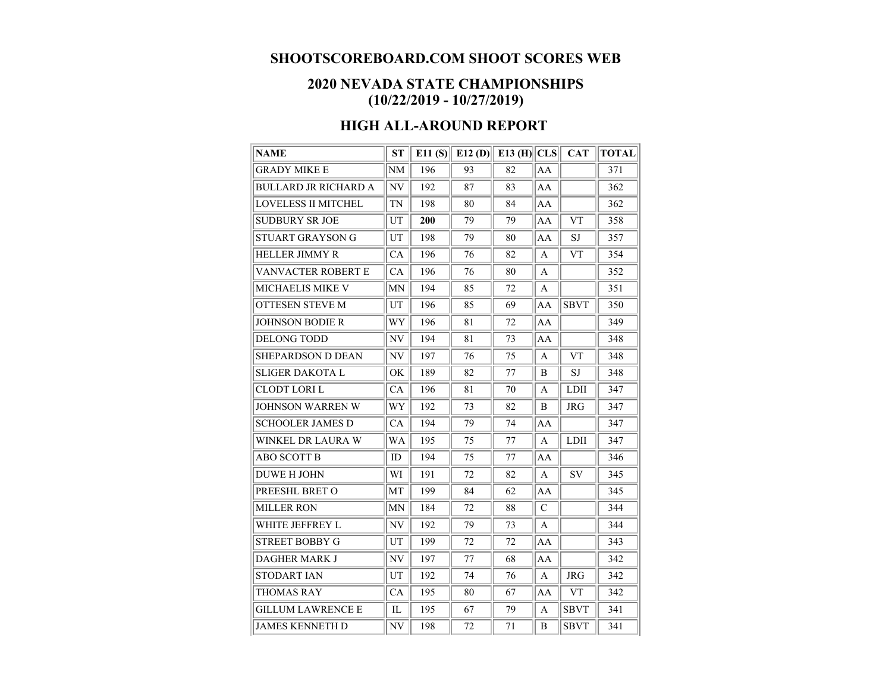# SHOOTSCOREBOARD.COM SHOOT SCORES WEB

## 2020 NEVADA STATE CHAMPIONSHIPS (10/22/2019 - 10/27/2019)

## HIGH ALL-AROUND REPORT

| NAME | ST | E11 (S) | E12 (D) | E13 (H) | CLS | CAT | TOTAL |
|---|---|---|---|---|---|---|---|
| GRADY MIKE E | NM | 196 | 93 | 82 | AA | | 371 |
| BULLARD JR RICHARD A | NV | 192 | 87 | 83 | AA | | 362 |
| LOVELESS II MITCHEL | TN | 198 | 80 | 84 | AA | | 362 |
| SUDBURY SR JOE | UT | **200** | 79 | 79 | AA | VT | 358 |
| STUART GRAYSON G | UT | 198 | 79 | 80 | AA | SJ | 357 |
| HELLER JIMMY R | CA | 196 | 76 | 82 | A | VT | 354 |
| VANVACTER ROBERT E | CA | 196 | 76 | 80 | A | | 352 |
| MICHAELIS MIKE V | MN | 194 | 85 | 72 | A | | 351 |
| OTTESEN STEVE M | UT | 196 | 85 | 69 | AA | SBVT | 350 |
| JOHNSON BODIE R | WY | 196 | 81 | 72 | AA | | 349 |
| DELONG TODD | NV | 194 | 81 | 73 | AA | | 348 |
| SHEPARDSON D DEAN | NV | 197 | 76 | 75 | A | VT | 348 |
| SLIGER DAKOTA L | OK | 189 | 82 | 77 | B | SJ | 348 |
| CLODT LORI L | CA | 196 | 81 | 70 | A | LDII | 347 |
| JOHNSON WARREN W | WY | 192 | 73 | 82 | B | JRG | 347 |
| SCHOOLER JAMES D | CA | 194 | 79 | 74 | AA | | 347 |
| WINKEL DR LAURA W | WA | 195 | 75 | 77 | A | LDII | 347 |
| ABO SCOTT B | ID | 194 | 75 | 77 | AA | | 346 |
| DUWE H JOHN | WI | 191 | 72 | 82 | A | SV | 345 |
| PREESHL BRET O | MT | 199 | 84 | 62 | AA | | 345 |
| MILLER RON | MN | 184 | 72 | 88 | C | | 344 |
| WHITE JEFFREY L | NV | 192 | 79 | 73 | A | | 344 |
| STREET BOBBY G | UT | 199 | 72 | 72 | AA | | 343 |
| DAGHER MARK J | NV | 197 | 77 | 68 | AA | | 342 |
| STODART IAN | UT | 192 | 74 | 76 | A | JRG | 342 |
| THOMAS RAY | CA | 195 | 80 | 67 | AA | VT | 342 |
| GILLUM LAWRENCE E | IL | 195 | 67 | 79 | A | SBVT | 341 |
| JAMES KENNETH D | NV | 198 | 72 | 71 | B | SBVT | 341 |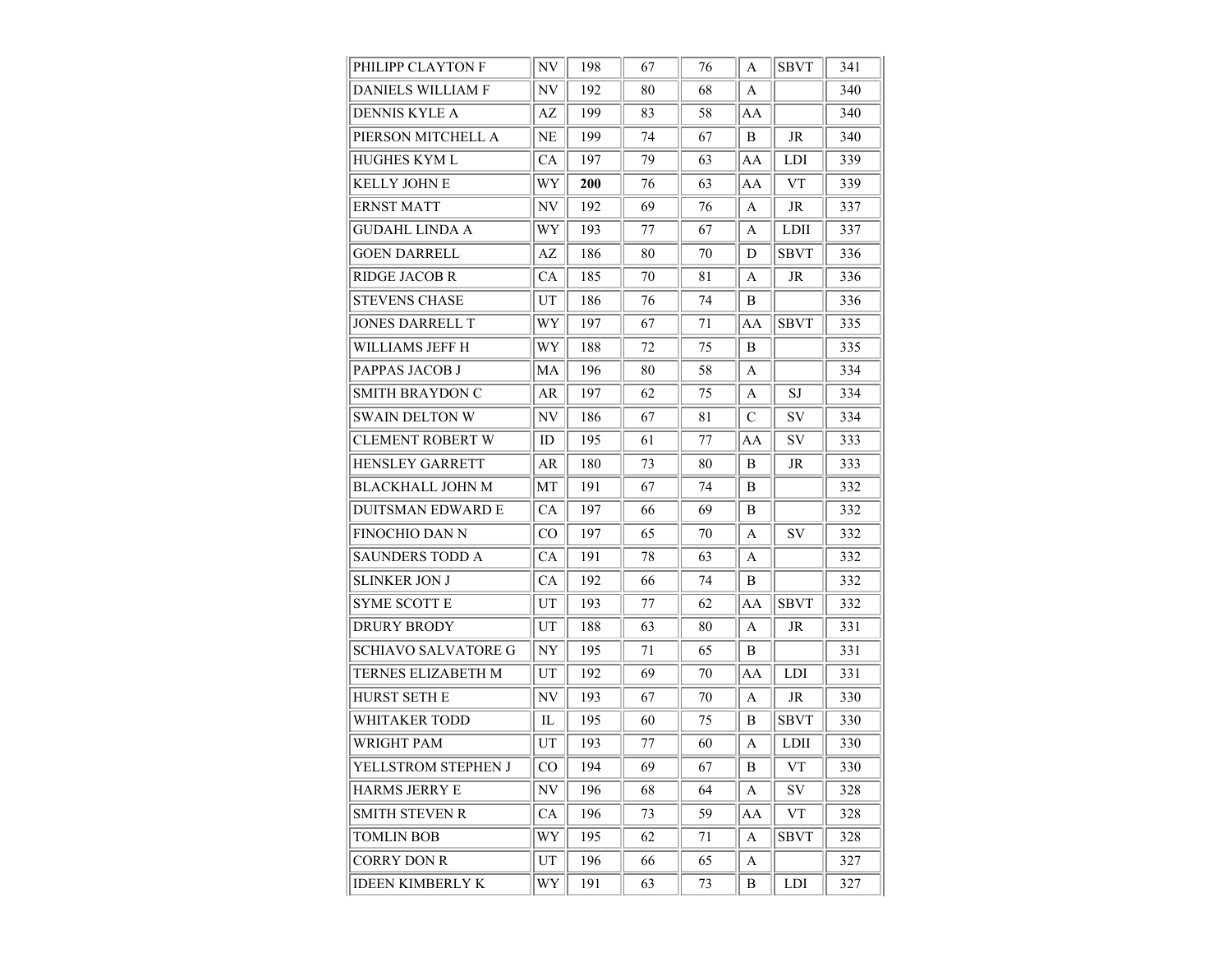| | | | | | | | |
|---|---|---|---|---|---|---|---|
| PHILIPP CLAYTON F | NV | 198 | 67 | 76 | A | SBVT | 341 |
| DANIELS WILLIAM F | NV | 192 | 80 | 68 | A | | 340 |
| DENNIS KYLE A | AZ | 199 | 83 | 58 | AA | | 340 |
| PIERSON MITCHELL A | NE | 199 | 74 | 67 | B | JR | 340 |
| HUGHES KYM L | CA | 197 | 79 | 63 | AA | LDI | 339 |
| KELLY JOHN E | WY | **200** | 76 | 63 | AA | VT | 339 |
| ERNST MATT | NV | 192 | 69 | 76 | A | JR | 337 |
| GUDAHL LINDA A | WY | 193 | 77 | 67 | A | LDII | 337 |
| GOEN DARRELL | AZ | 186 | 80 | 70 | D | SBVT | 336 |
| RIDGE JACOB R | CA | 185 | 70 | 81 | A | JR | 336 |
| STEVENS CHASE | UT | 186 | 76 | 74 | B | | 336 |
| JONES DARRELL T | WY | 197 | 67 | 71 | AA | SBVT | 335 |
| WILLIAMS JEFF H | WY | 188 | 72 | 75 | B | | 335 |
| PAPPAS JACOB J | MA | 196 | 80 | 58 | A | | 334 |
| SMITH BRAYDON C | AR | 197 | 62 | 75 | A | SJ | 334 |
| SWAIN DELTON W | NV | 186 | 67 | 81 | C | SV | 334 |
| CLEMENT ROBERT W | ID | 195 | 61 | 77 | AA | SV | 333 |
| HENSLEY GARRETT | AR | 180 | 73 | 80 | B | JR | 333 |
| BLACKHALL JOHN M | MT | 191 | 67 | 74 | B | | 332 |
| DUITSMAN EDWARD E | CA | 197 | 66 | 69 | B | | 332 |
| FINOCHIO DAN N | CO | 197 | 65 | 70 | A | SV | 332 |
| SAUNDERS TODD A | CA | 191 | 78 | 63 | A | | 332 |
| SLINKER JON J | CA | 192 | 66 | 74 | B | | 332 |
| SYME SCOTT E | UT | 193 | 77 | 62 | AA | SBVT | 332 |
| DRURY BRODY | UT | 188 | 63 | 80 | A | JR | 331 |
| SCHIAVO SALVATORE G | NY | 195 | 71 | 65 | B | | 331 |
| TERNES ELIZABETH M | UT | 192 | 69 | 70 | AA | LDI | 331 |
| HURST SETH E | NV | 193 | 67 | 70 | A | JR | 330 |
| WHITAKER TODD | IL | 195 | 60 | 75 | B | SBVT | 330 |
| WRIGHT PAM | UT | 193 | 77 | 60 | A | LDII | 330 |
| YELLSTROM STEPHEN J | CO | 194 | 69 | 67 | B | VT | 330 |
| HARMS JERRY E | NV | 196 | 68 | 64 | A | SV | 328 |
| SMITH STEVEN R | CA | 196 | 73 | 59 | AA | VT | 328 |
| TOMLIN BOB | WY | 195 | 62 | 71 | A | SBVT | 328 |
| CORRY DON R | UT | 196 | 66 | 65 | A | | 327 |
| IDEEN KIMBERLY K | WY | 191 | 63 | 73 | B | LDI | 327 |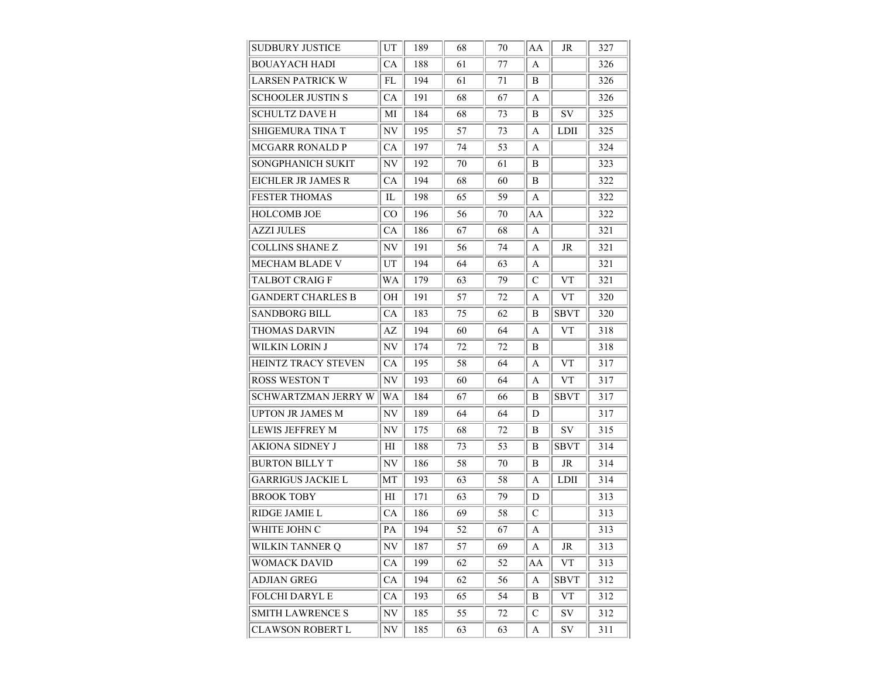| | | | | | | | |
|---|---|---|---|---|---|---|---|
| SUDBURY JUSTICE | UT | 189 | 68 | 70 | AA | JR | 327 |
| BOUAYACH HADI | CA | 188 | 61 | 77 | A | | 326 |
| LARSEN PATRICK W | FL | 194 | 61 | 71 | B | | 326 |
| SCHOOLER JUSTIN S | CA | 191 | 68 | 67 | A | | 326 |
| SCHULTZ DAVE H | MI | 184 | 68 | 73 | B | SV | 325 |
| SHIGEMURA TINA T | NV | 195 | 57 | 73 | A | LDII | 325 |
| MCGARR RONALD P | CA | 197 | 74 | 53 | A | | 324 |
| SONGPHANICH SUKIT | NV | 192 | 70 | 61 | B | | 323 |
| EICHLER JR JAMES R | CA | 194 | 68 | 60 | B | | 322 |
| FESTER THOMAS | IL | 198 | 65 | 59 | A | | 322 |
| HOLCOMB JOE | CO | 196 | 56 | 70 | AA | | 322 |
| AZZI JULES | CA | 186 | 67 | 68 | A | | 321 |
| COLLINS SHANE Z | NV | 191 | 56 | 74 | A | JR | 321 |
| MECHAM BLADE V | UT | 194 | 64 | 63 | A | | 321 |
| TALBOT CRAIG F | WA | 179 | 63 | 79 | C | VT | 321 |
| GANDERT CHARLES B | OH | 191 | 57 | 72 | A | VT | 320 |
| SANDBORG BILL | CA | 183 | 75 | 62 | B | SBVT | 320 |
| THOMAS DARVIN | AZ | 194 | 60 | 64 | A | VT | 318 |
| WILKIN LORIN J | NV | 174 | 72 | 72 | B | | 318 |
| HEINTZ TRACY STEVEN | CA | 195 | 58 | 64 | A | VT | 317 |
| ROSS WESTON T | NV | 193 | 60 | 64 | A | VT | 317 |
| SCHWARTZMAN JERRY W | WA | 184 | 67 | 66 | B | SBVT | 317 |
| UPTON JR JAMES M | NV | 189 | 64 | 64 | D | | 317 |
| LEWIS JEFFREY M | NV | 175 | 68 | 72 | B | SV | 315 |
| AKIONA SIDNEY J | HI | 188 | 73 | 53 | B | SBVT | 314 |
| BURTON BILLY T | NV | 186 | 58 | 70 | B | JR | 314 |
| GARRIGUS JACKIE L | MT | 193 | 63 | 58 | A | LDII | 314 |
| BROOK TOBY | HI | 171 | 63 | 79 | D | | 313 |
| RIDGE JAMIE L | CA | 186 | 69 | 58 | C | | 313 |
| WHITE JOHN C | PA | 194 | 52 | 67 | A | | 313 |
| WILKIN TANNER Q | NV | 187 | 57 | 69 | A | JR | 313 |
| WOMACK DAVID | CA | 199 | 62 | 52 | AA | VT | 313 |
| ADJIAN GREG | CA | 194 | 62 | 56 | A | SBVT | 312 |
| FOLCHI DARYL E | CA | 193 | 65 | 54 | B | VT | 312 |
| SMITH LAWRENCE S | NV | 185 | 55 | 72 | C | SV | 312 |
| CLAWSON ROBERT L | NV | 185 | 63 | 63 | A | SV | 311 |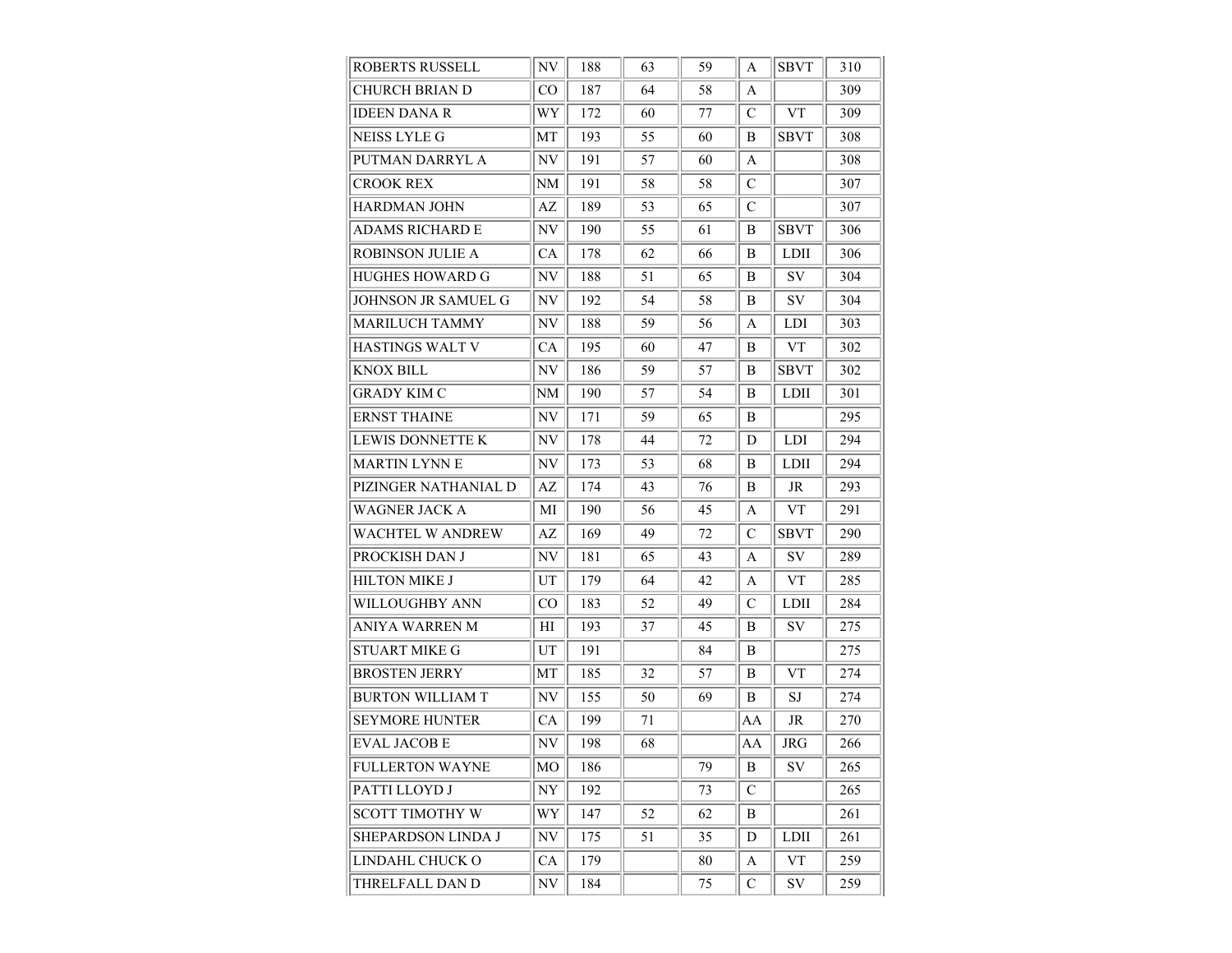| | | | | | | | |
|---|---|---|---|---|---|---|---|
| ROBERTS RUSSELL | NV | 188 | 63 | 59 | A | SBVT | 310 |
| CHURCH BRIAN D | CO | 187 | 64 | 58 | A | | 309 |
| IDEEN DANA R | WY | 172 | 60 | 77 | C | VT | 309 |
| NEISS LYLE G | MT | 193 | 55 | 60 | B | SBVT | 308 |
| PUTMAN DARRYL A | NV | 191 | 57 | 60 | A | | 308 |
| CROOK REX | NM | 191 | 58 | 58 | C | | 307 |
| HARDMAN JOHN | AZ | 189 | 53 | 65 | C | | 307 |
| ADAMS RICHARD E | NV | 190 | 55 | 61 | B | SBVT | 306 |
| ROBINSON JULIE A | CA | 178 | 62 | 66 | B | LDII | 306 |
| HUGHES HOWARD G | NV | 188 | 51 | 65 | B | SV | 304 |
| JOHNSON JR SAMUEL G | NV | 192 | 54 | 58 | B | SV | 304 |
| MARILUCH TAMMY | NV | 188 | 59 | 56 | A | LDI | 303 |
| HASTINGS WALT V | CA | 195 | 60 | 47 | B | VT | 302 |
| KNOX BILL | NV | 186 | 59 | 57 | B | SBVT | 302 |
| GRADY KIM C | NM | 190 | 57 | 54 | B | LDII | 301 |
| ERNST THAINE | NV | 171 | 59 | 65 | B | | 295 |
| LEWIS DONNETTE K | NV | 178 | 44 | 72 | D | LDI | 294 |
| MARTIN LYNN E | NV | 173 | 53 | 68 | B | LDII | 294 |
| PIZINGER NATHANIAL D | AZ | 174 | 43 | 76 | B | JR | 293 |
| WAGNER JACK A | MI | 190 | 56 | 45 | A | VT | 291 |
| WACHTEL W ANDREW | AZ | 169 | 49 | 72 | C | SBVT | 290 |
| PROCKISH DAN J | NV | 181 | 65 | 43 | A | SV | 289 |
| HILTON MIKE J | UT | 179 | 64 | 42 | A | VT | 285 |
| WILLOUGHBY ANN | CO | 183 | 52 | 49 | C | LDII | 284 |
| ANIYA WARREN M | HI | 193 | 37 | 45 | B | SV | 275 |
| STUART MIKE G | UT | 191 | | 84 | B | | 275 |
| BROSTEN JERRY | MT | 185 | 32 | 57 | B | VT | 274 |
| BURTON WILLIAM T | NV | 155 | 50 | 69 | B | SJ | 274 |
| SEYMORE HUNTER | CA | 199 | 71 | | AA | JR | 270 |
| EVAL JACOB E | NV | 198 | 68 | | AA | JRG | 266 |
| FULLERTON WAYNE | MO | 186 | | 79 | B | SV | 265 |
| PATTI LLOYD J | NY | 192 | | 73 | C | | 265 |
| SCOTT TIMOTHY W | WY | 147 | 52 | 62 | B | | 261 |
| SHEPARDSON LINDA J | NV | 175 | 51 | 35 | D | LDII | 261 |
| LINDAHL CHUCK O | CA | 179 | | 80 | A | VT | 259 |
| THRELFALL DAN D | NV | 184 | | 75 | C | SV | 259 |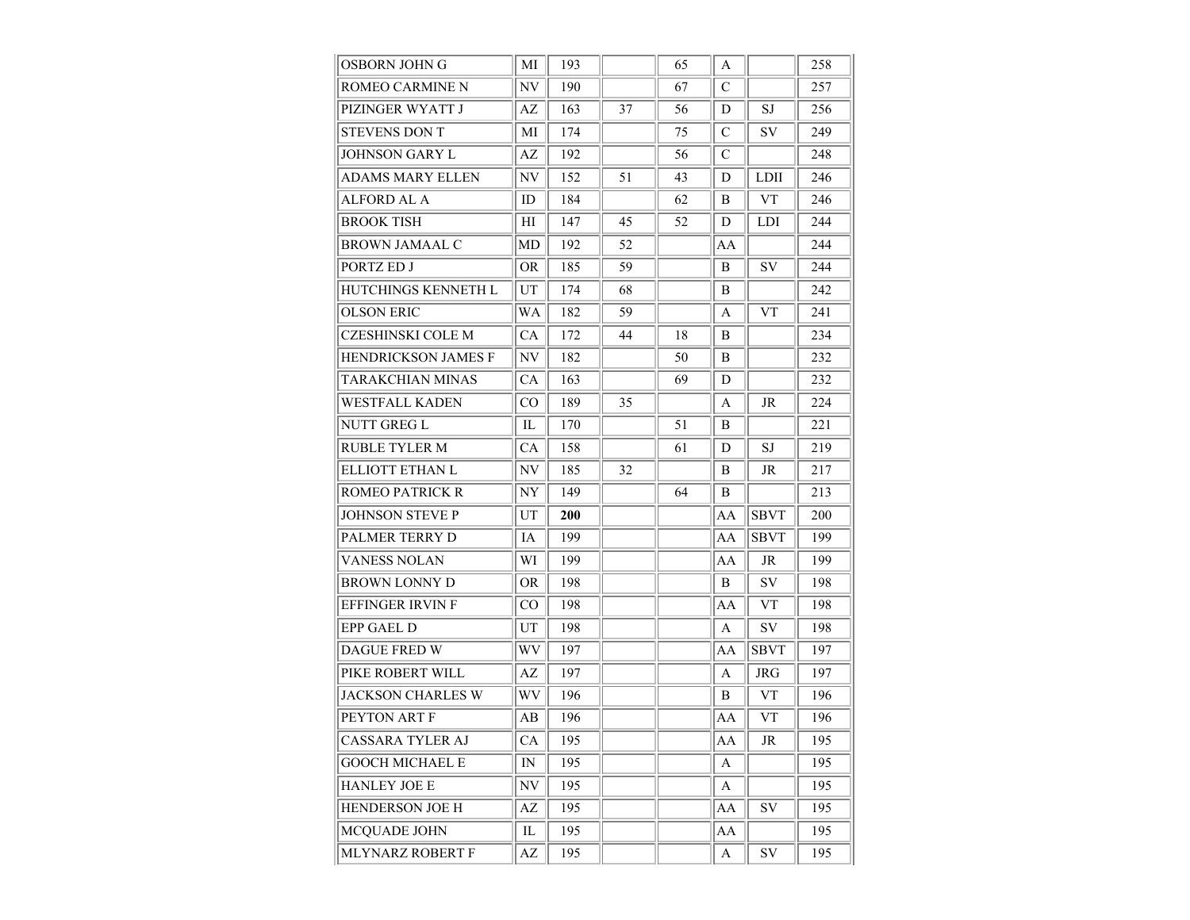| | | | | | | | |
|---|---|---|---|---|---|---|---|
| OSBORN JOHN G | MI | 193 | | 65 | A | | 258 |
| ROMEO CARMINE N | NV | 190 | | 67 | C | | 257 |
| PIZINGER WYATT J | AZ | 163 | 37 | 56 | D | SJ | 256 |
| STEVENS DON T | MI | 174 | | 75 | C | SV | 249 |
| JOHNSON GARY L | AZ | 192 | | 56 | C | | 248 |
| ADAMS MARY ELLEN | NV | 152 | 51 | 43 | D | LDII | 246 |
| ALFORD AL A | ID | 184 | | 62 | B | VT | 246 |
| BROOK TISH | HI | 147 | 45 | 52 | D | LDI | 244 |
| BROWN JAMAAL C | MD | 192 | 52 | | AA | | 244 |
| PORTZ ED J | OR | 185 | 59 | | B | SV | 244 |
| HUTCHINGS KENNETH L | UT | 174 | 68 | | B | | 242 |
| OLSON ERIC | WA | 182 | 59 | | A | VT | 241 |
| CZESHINSKI COLE M | CA | 172 | 44 | 18 | B | | 234 |
| HENDRICKSON JAMES F | NV | 182 | | 50 | B | | 232 |
| TARAKCHIAN MINAS | CA | 163 | | 69 | D | | 232 |
| WESTFALL KADEN | CO | 189 | 35 | | A | JR | 224 |
| NUTT GREG L | IL | 170 | | 51 | B | | 221 |
| RUBLE TYLER M | CA | 158 | | 61 | D | SJ | 219 |
| ELLIOTT ETHAN L | NV | 185 | 32 | | B | JR | 217 |
| ROMEO PATRICK R | NY | 149 | | 64 | B | | 213 |
| JOHNSON STEVE P | UT | **200** | | | AA | SBVT | 200 |
| PALMER TERRY D | IA | 199 | | | AA | SBVT | 199 |
| VANESS NOLAN | WI | 199 | | | AA | JR | 199 |
| BROWN LONNY D | OR | 198 | | | B | SV | 198 |
| EFFINGER IRVIN F | CO | 198 | | | AA | VT | 198 |
| EPP GAEL D | UT | 198 | | | A | SV | 198 |
| DAGUE FRED W | WV | 197 | | | AA | SBVT | 197 |
| PIKE ROBERT WILL | AZ | 197 | | | A | JRG | 197 |
| JACKSON CHARLES W | WV | 196 | | | B | VT | 196 |
| PEYTON ART F | AB | 196 | | | AA | VT | 196 |
| CASSARA TYLER AJ | CA | 195 | | | AA | JR | 195 |
| GOOCH MICHAEL E | IN | 195 | | | A | | 195 |
| HANLEY JOE E | NV | 195 | | | A | | 195 |
| HENDERSON JOE H | AZ | 195 | | | AA | SV | 195 |
| MCQUADE JOHN | IL | 195 | | | AA | | 195 |
| MLYNARZ ROBERT F | AZ | 195 | | | A | SV | 195 |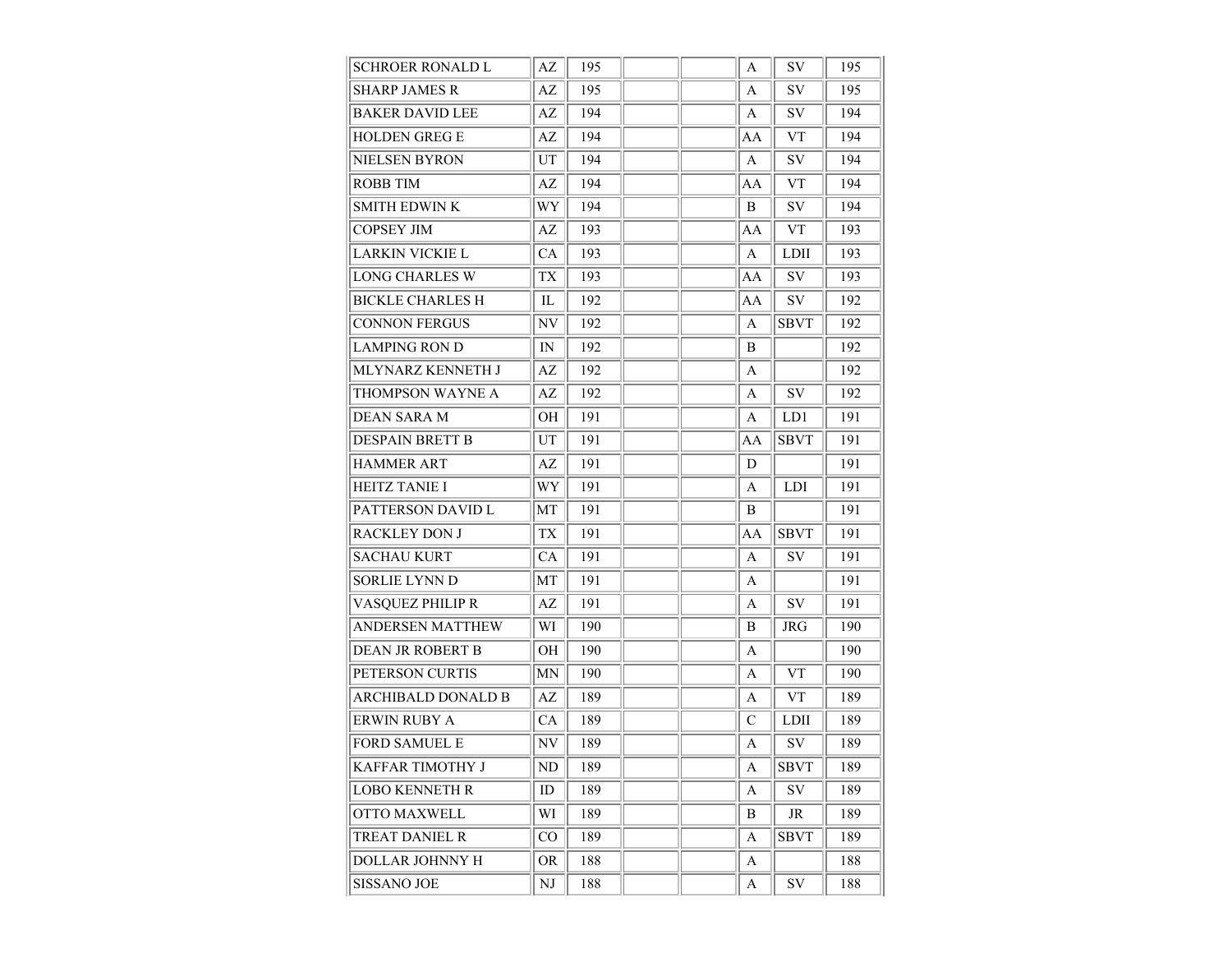| | | | | | | | |
|---|---|---|---|---|---|---|---|
| SCHROER RONALD L | AZ | 195 | | | A | SV | 195 |
| SHARP JAMES R | AZ | 195 | | | A | SV | 195 |
| BAKER DAVID LEE | AZ | 194 | | | A | SV | 194 |
| HOLDEN GREG E | AZ | 194 | | | AA | VT | 194 |
| NIELSEN BYRON | UT | 194 | | | A | SV | 194 |
| ROBB TIM | AZ | 194 | | | AA | VT | 194 |
| SMITH EDWIN K | WY | 194 | | | B | SV | 194 |
| COPSEY JIM | AZ | 193 | | | AA | VT | 193 |
| LARKIN VICKIE L | CA | 193 | | | A | LDII | 193 |
| LONG CHARLES W | TX | 193 | | | AA | SV | 193 |
| BICKLE CHARLES H | IL | 192 | | | AA | SV | 192 |
| CONNON FERGUS | NV | 192 | | | A | SBVT | 192 |
| LAMPING RON D | IN | 192 | | | B | | 192 |
| MLYNARZ KENNETH J | AZ | 192 | | | A | | 192 |
| THOMPSON WAYNE A | AZ | 192 | | | A | SV | 192 |
| DEAN SARA M | OH | 191 | | | A | LD1 | 191 |
| DESPAIN BRETT B | UT | 191 | | | AA | SBVT | 191 |
| HAMMER ART | AZ | 191 | | | D | | 191 |
| HEITZ TANIE I | WY | 191 | | | A | LDI | 191 |
| PATTERSON DAVID L | MT | 191 | | | B | | 191 |
| RACKLEY DON J | TX | 191 | | | AA | SBVT | 191 |
| SACHAU KURT | CA | 191 | | | A | SV | 191 |
| SORLIE LYNN D | MT | 191 | | | A | | 191 |
| VASQUEZ PHILIP R | AZ | 191 | | | A | SV | 191 |
| ANDERSEN MATTHEW | WI | 190 | | | B | JRG | 190 |
| DEAN JR ROBERT B | OH | 190 | | | A | | 190 |
| PETERSON CURTIS | MN | 190 | | | A | VT | 190 |
| ARCHIBALD DONALD B | AZ | 189 | | | A | VT | 189 |
| ERWIN RUBY A | CA | 189 | | | C | LDII | 189 |
| FORD SAMUEL E | NV | 189 | | | A | SV | 189 |
| KAFFAR TIMOTHY J | ND | 189 | | | A | SBVT | 189 |
| LOBO KENNETH R | ID | 189 | | | A | SV | 189 |
| OTTO MAXWELL | WI | 189 | | | B | JR | 189 |
| TREAT DANIEL R | CO | 189 | | | A | SBVT | 189 |
| DOLLAR JOHNNY H | OR | 188 | | | A | | 188 |
| SISSANO JOE | NJ | 188 | | | A | SV | 188 |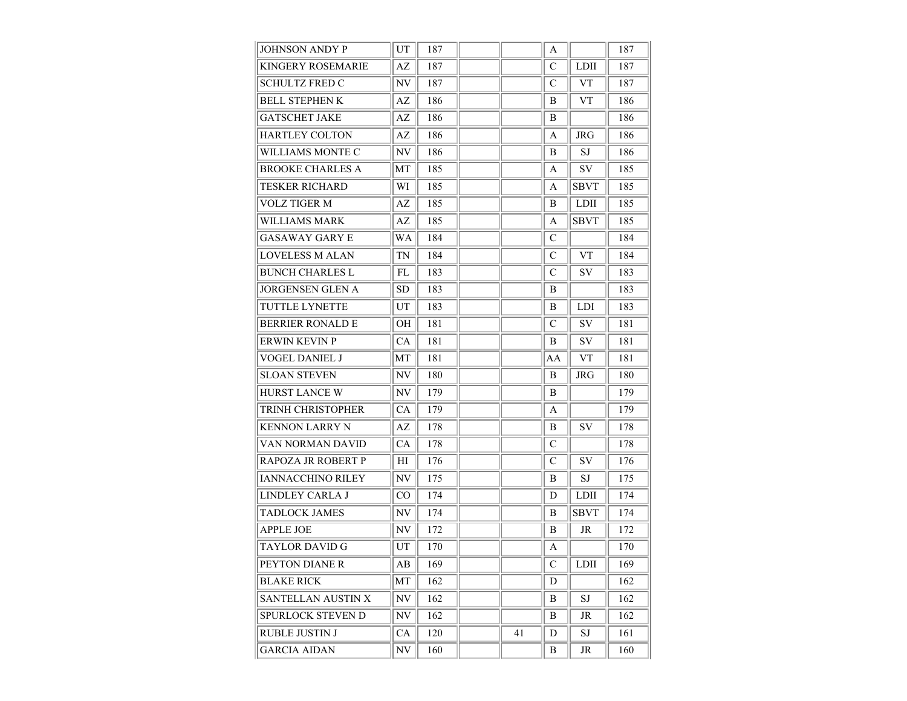| | | | | | | | |
|---|---|---|---|---|---|---|---|
| JOHNSON ANDY P | UT | 187 | | | A | | 187 |
| KINGERY ROSEMARIE | AZ | 187 | | | C | LDII | 187 |
| SCHULTZ FRED C | NV | 187 | | | C | VT | 187 |
| BELL STEPHEN K | AZ | 186 | | | B | VT | 186 |
| GATSCHET JAKE | AZ | 186 | | | B | | 186 |
| HARTLEY COLTON | AZ | 186 | | | A | JRG | 186 |
| WILLIAMS MONTE C | NV | 186 | | | B | SJ | 186 |
| BROOKE CHARLES A | MT | 185 | | | A | SV | 185 |
| TESKER RICHARD | WI | 185 | | | A | SBVT | 185 |
| VOLZ TIGER M | AZ | 185 | | | B | LDII | 185 |
| WILLIAMS MARK | AZ | 185 | | | A | SBVT | 185 |
| GASAWAY GARY E | WA | 184 | | | C | | 184 |
| LOVELESS M ALAN | TN | 184 | | | C | VT | 184 |
| BUNCH CHARLES L | FL | 183 | | | C | SV | 183 |
| JORGENSEN GLEN A | SD | 183 | | | B | | 183 |
| TUTTLE LYNETTE | UT | 183 | | | B | LDI | 183 |
| BERRIER RONALD E | OH | 181 | | | C | SV | 181 |
| ERWIN KEVIN P | CA | 181 | | | B | SV | 181 |
| VOGEL DANIEL J | MT | 181 | | | AA | VT | 181 |
| SLOAN STEVEN | NV | 180 | | | B | JRG | 180 |
| HURST LANCE W | NV | 179 | | | B | | 179 |
| TRINH CHRISTOPHER | CA | 179 | | | A | | 179 |
| KENNON LARRY N | AZ | 178 | | | B | SV | 178 |
| VAN NORMAN DAVID | CA | 178 | | | C | | 178 |
| RAPOZA JR ROBERT P | HI | 176 | | | C | SV | 176 |
| IANNACCHINO RILEY | NV | 175 | | | B | SJ | 175 |
| LINDLEY CARLA J | CO | 174 | | | D | LDII | 174 |
| TADLOCK JAMES | NV | 174 | | | B | SBVT | 174 |
| APPLE JOE | NV | 172 | | | B | JR | 172 |
| TAYLOR DAVID G | UT | 170 | | | A | | 170 |
| PEYTON DIANE R | AB | 169 | | | C | LDII | 169 |
| BLAKE RICK | MT | 162 | | | D | | 162 |
| SANTELLAN AUSTIN X | NV | 162 | | | B | SJ | 162 |
| SPURLOCK STEVEN D | NV | 162 | | | B | JR | 162 |
| RUBLE JUSTIN J | CA | 120 | | 41 | D | SJ | 161 |
| GARCIA AIDAN | NV | 160 | | | B | JR | 160 |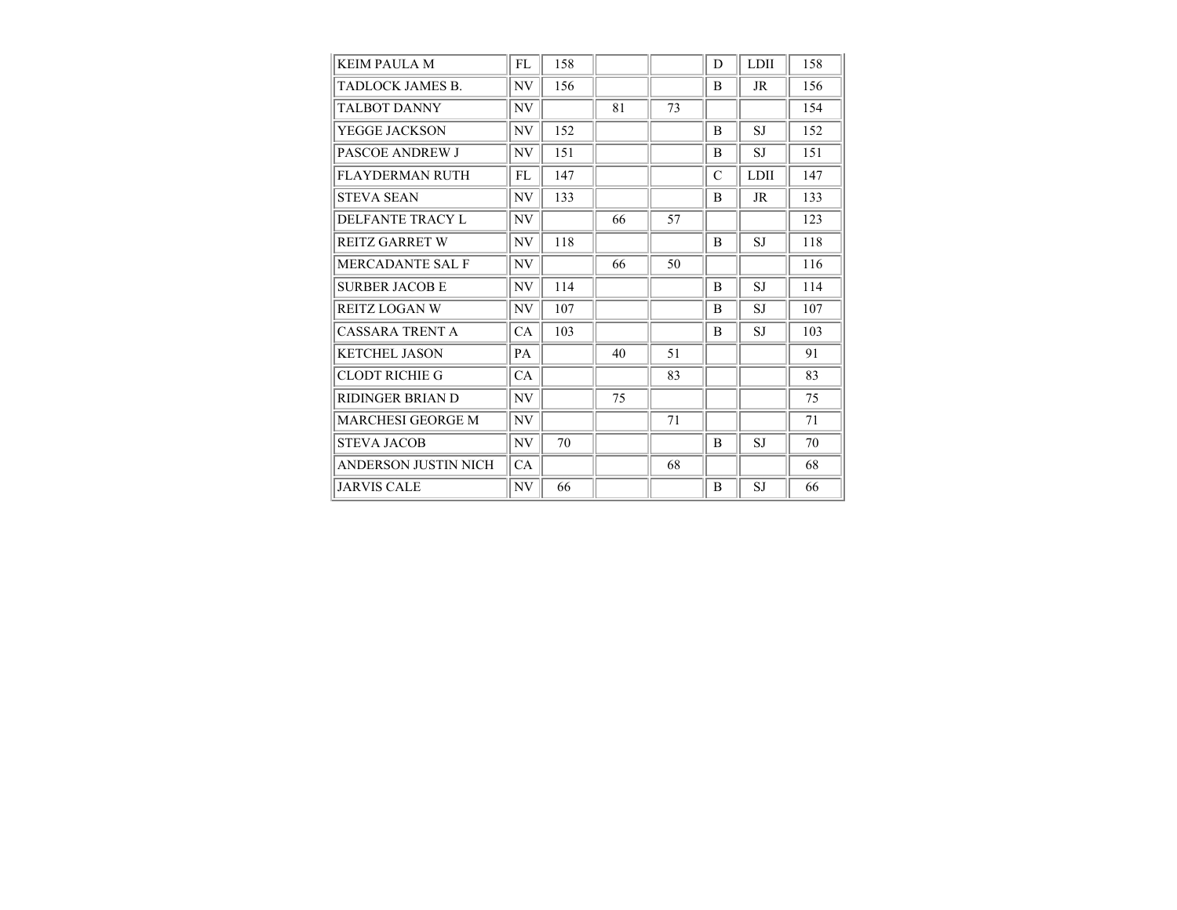| | | | | | | | |
|---|---|---|---|---|---|---|---|
| KEIM PAULA M | FL | 158 | | | D | LDII | 158 |
| TADLOCK JAMES B. | NV | 156 | | | B | JR | 156 |
| TALBOT DANNY | NV | | 81 | 73 | | | 154 |
| YEGGE JACKSON | NV | 152 | | | B | SJ | 152 |
| PASCOE ANDREW J | NV | 151 | | | B | SJ | 151 |
| FLAYDERMAN RUTH | FL | 147 | | | C | LDII | 147 |
| STEVA SEAN | NV | 133 | | | B | JR | 133 |
| DELFANTE TRACY L | NV | | 66 | 57 | | | 123 |
| REITZ GARRET W | NV | 118 | | | B | SJ | 118 |
| MERCADANTE SAL F | NV | | 66 | 50 | | | 116 |
| SURBER JACOB E | NV | 114 | | | B | SJ | 114 |
| REITZ LOGAN W | NV | 107 | | | B | SJ | 107 |
| CASSARA TRENT A | CA | 103 | | | B | SJ | 103 |
| KETCHEL JASON | PA | | 40 | 51 | | | 91 |
| CLODT RICHIE G | CA | | | 83 | | | 83 |
| RIDINGER BRIAN D | NV | | 75 | | | | 75 |
| MARCHESI GEORGE M | NV | | | 71 | | | 71 |
| STEVA JACOB | NV | 70 | | | B | SJ | 70 |
| ANDERSON JUSTIN NICH | CA | | | 68 | | | 68 |
| JARVIS CALE | NV | 66 | | | B | SJ | 66 |